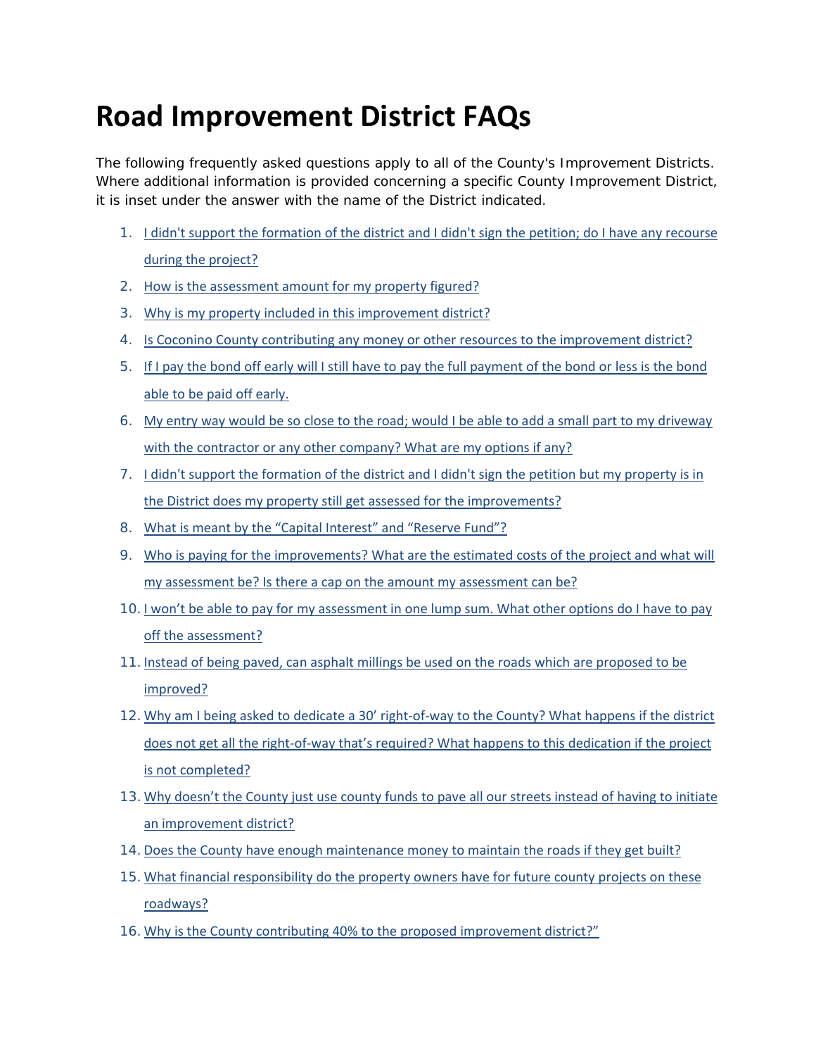# Road Improvement District FAQs

The following frequently asked questions apply to all of the County's Improvement Districts. Where additional information is provided concerning a specific County Improvement District, it is inset under the answer with the name of the District indicated.

1. I didn't support the formation of the district and I didn't sign the petition; do I have any recourse during the project?
2. How is the assessment amount for my property figured?
3. Why is my property included in this improvement district?
4. Is Coconino County contributing any money or other resources to the improvement district?
5. If I pay the bond off early will I still have to pay the full payment of the bond or less is the bond able to be paid off early.
6. My entry way would be so close to the road; would I be able to add a small part to my driveway with the contractor or any other company? What are my options if any?
7. I didn't support the formation of the district and I didn't sign the petition but my property is in the District does my property still get assessed for the improvements?
8. What is meant by the "Capital Interest" and "Reserve Fund"?
9. Who is paying for the improvements? What are the estimated costs of the project and what will my assessment be? Is there a cap on the amount my assessment can be?
10. I won't be able to pay for my assessment in one lump sum. What other options do I have to pay off the assessment?
11. Instead of being paved, can asphalt millings be used on the roads which are proposed to be improved?
12. Why am I being asked to dedicate a 30' right-of-way to the County? What happens if the district does not get all the right-of-way that's required? What happens to this dedication if the project is not completed?
13. Why doesn't the County just use county funds to pave all our streets instead of having to initiate an improvement district?
14. Does the County have enough maintenance money to maintain the roads if they get built?
15. What financial responsibility do the property owners have for future county projects on these roadways?
16. Why is the County contributing 40% to the proposed improvement district?"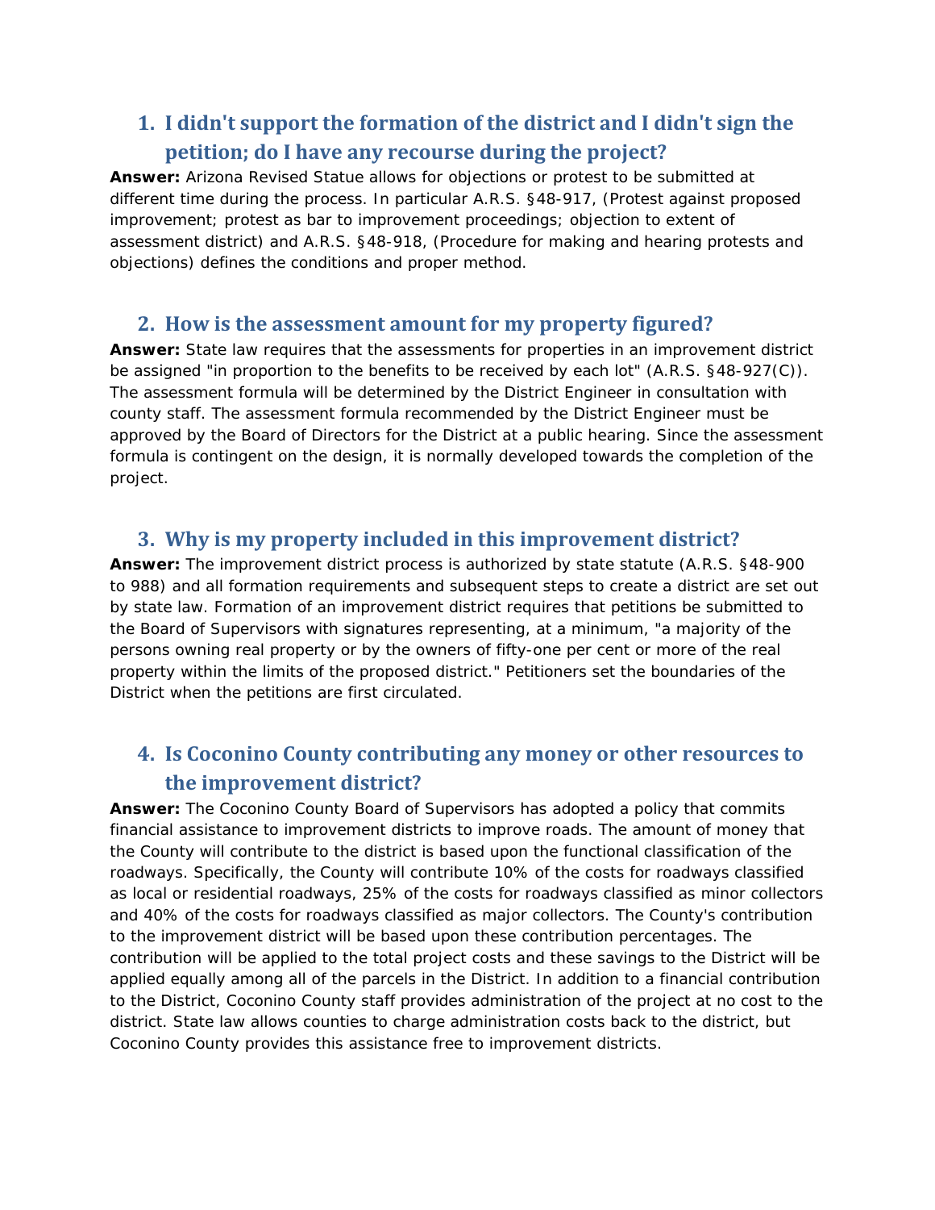## 1. I didn't support the formation of the district and I didn't sign the petition; do I have any recourse during the project?

**Answer:** Arizona Revised Statue allows for objections or protest to be submitted at different time during the process. In particular A.R.S. §48-917, (Protest against proposed improvement; protest as bar to improvement proceedings; objection to extent of assessment district) and A.R.S. §48-918, (Procedure for making and hearing protests and objections) defines the conditions and proper method.

## 2. How is the assessment amount for my property figured?

**Answer:** State law requires that the assessments for properties in an improvement district be assigned "in proportion to the benefits to be received by each lot" (A.R.S. §48-927(C)). The assessment formula will be determined by the District Engineer in consultation with county staff. The assessment formula recommended by the District Engineer must be approved by the Board of Directors for the District at a public hearing. Since the assessment formula is contingent on the design, it is normally developed towards the completion of the project.

## 3. Why is my property included in this improvement district?

**Answer:** The improvement district process is authorized by state statute (A.R.S. §48-900 to 988) and all formation requirements and subsequent steps to create a district are set out by state law. Formation of an improvement district requires that petitions be submitted to the Board of Supervisors with signatures representing, at a minimum, "a majority of the persons owning real property or by the owners of fifty-one per cent or more of the real property within the limits of the proposed district." Petitioners set the boundaries of the District when the petitions are first circulated.

## 4. Is Coconino County contributing any money or other resources to the improvement district?

**Answer:** The Coconino County Board of Supervisors has adopted a policy that commits financial assistance to improvement districts to improve roads. The amount of money that the County will contribute to the district is based upon the functional classification of the roadways. Specifically, the County will contribute 10% of the costs for roadways classified as local or residential roadways, 25% of the costs for roadways classified as minor collectors and 40% of the costs for roadways classified as major collectors. The County's contribution to the improvement district will be based upon these contribution percentages. The contribution will be applied to the total project costs and these savings to the District will be applied equally among all of the parcels in the District. In addition to a financial contribution to the District, Coconino County staff provides administration of the project at no cost to the district. State law allows counties to charge administration costs back to the district, but Coconino County provides this assistance free to improvement districts.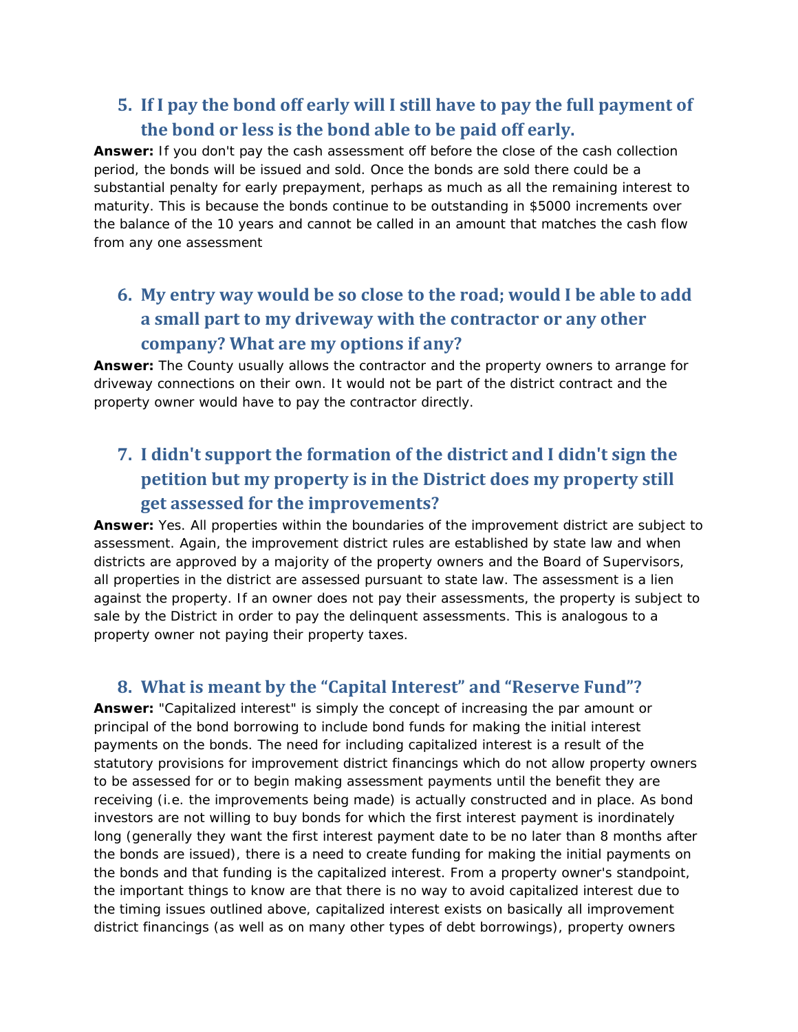## 5. If I pay the bond off early will I still have to pay the full payment of the bond or less is the bond able to be paid off early.

**Answer:** If you don't pay the cash assessment off before the close of the cash collection period, the bonds will be issued and sold. Once the bonds are sold there could be a substantial penalty for early prepayment, perhaps as much as all the remaining interest to maturity. This is because the bonds continue to be outstanding in $5000 increments over the balance of the 10 years and cannot be called in an amount that matches the cash flow from any one assessment

## 6. My entry way would be so close to the road; would I be able to add a small part to my driveway with the contractor or any other company? What are my options if any?

**Answer:** The County usually allows the contractor and the property owners to arrange for driveway connections on their own. It would not be part of the district contract and the property owner would have to pay the contractor directly.

## 7. I didn't support the formation of the district and I didn't sign the petition but my property is in the District does my property still get assessed for the improvements?

**Answer:** Yes. All properties within the boundaries of the improvement district are subject to assessment. Again, the improvement district rules are established by state law and when districts are approved by a majority of the property owners and the Board of Supervisors, all properties in the district are assessed pursuant to state law. The assessment is a lien against the property. If an owner does not pay their assessments, the property is subject to sale by the District in order to pay the delinquent assessments. This is analogous to a property owner not paying their property taxes.

## 8. What is meant by the "Capital Interest" and "Reserve Fund"?

**Answer:** "Capitalized interest" is simply the concept of increasing the par amount or principal of the bond borrowing to include bond funds for making the initial interest payments on the bonds. The need for including capitalized interest is a result of the statutory provisions for improvement district financings which do not allow property owners to be assessed for or to begin making assessment payments until the benefit they are receiving (i.e. the improvements being made) is actually constructed and in place. As bond investors are not willing to buy bonds for which the first interest payment is inordinately long (generally they want the first interest payment date to be no later than 8 months after the bonds are issued), there is a need to create funding for making the initial payments on the bonds and that funding is the capitalized interest. From a property owner's standpoint, the important things to know are that there is no way to avoid capitalized interest due to the timing issues outlined above, capitalized interest exists on basically all improvement district financings (as well as on many other types of debt borrowings), property owners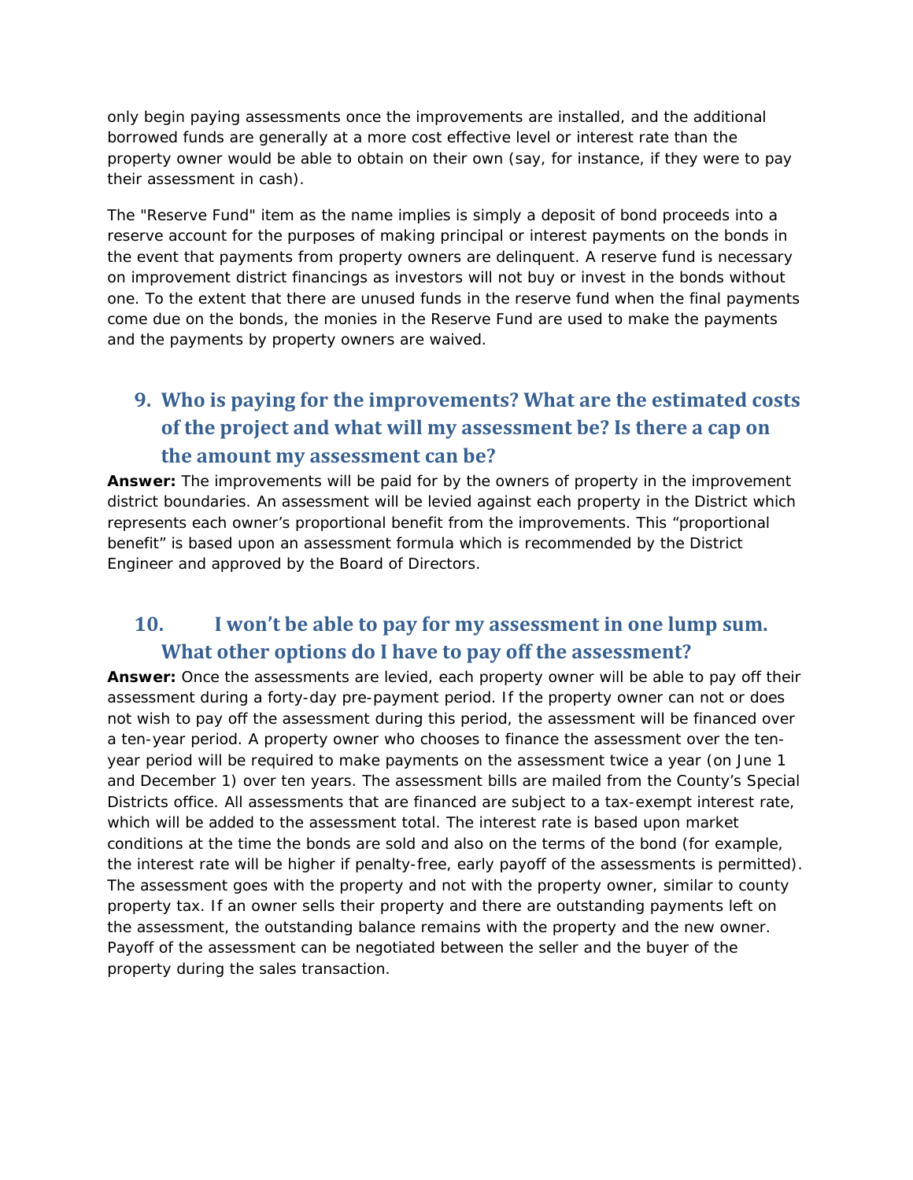only begin paying assessments once the improvements are installed, and the additional borrowed funds are generally at a more cost effective level or interest rate than the property owner would be able to obtain on their own (say, for instance, if they were to pay their assessment in cash).

The "Reserve Fund" item as the name implies is simply a deposit of bond proceeds into a reserve account for the purposes of making principal or interest payments on the bonds in the event that payments from property owners are delinquent. A reserve fund is necessary on improvement district financings as investors will not buy or invest in the bonds without one. To the extent that there are unused funds in the reserve fund when the final payments come due on the bonds, the monies in the Reserve Fund are used to make the payments and the payments by property owners are waived.

## 9. Who is paying for the improvements? What are the estimated costs of the project and what will my assessment be? Is there a cap on the amount my assessment can be?

**Answer:** The improvements will be paid for by the owners of property in the improvement district boundaries. An assessment will be levied against each property in the District which represents each owner's proportional benefit from the improvements. This "proportional benefit" is based upon an assessment formula which is recommended by the District Engineer and approved by the Board of Directors.

## 10. I won't be able to pay for my assessment in one lump sum. What other options do I have to pay off the assessment?

**Answer:** Once the assessments are levied, each property owner will be able to pay off their assessment during a forty-day pre-payment period. If the property owner can not or does not wish to pay off the assessment during this period, the assessment will be financed over a ten-year period. A property owner who chooses to finance the assessment over the ten-year period will be required to make payments on the assessment twice a year (on June 1 and December 1) over ten years. The assessment bills are mailed from the County's Special Districts office. All assessments that are financed are subject to a tax-exempt interest rate, which will be added to the assessment total. The interest rate is based upon market conditions at the time the bonds are sold and also on the terms of the bond (for example, the interest rate will be higher if penalty-free, early payoff of the assessments is permitted). The assessment goes with the property and not with the property owner, similar to county property tax. If an owner sells their property and there are outstanding payments left on the assessment, the outstanding balance remains with the property and the new owner. Payoff of the assessment can be negotiated between the seller and the buyer of the property during the sales transaction.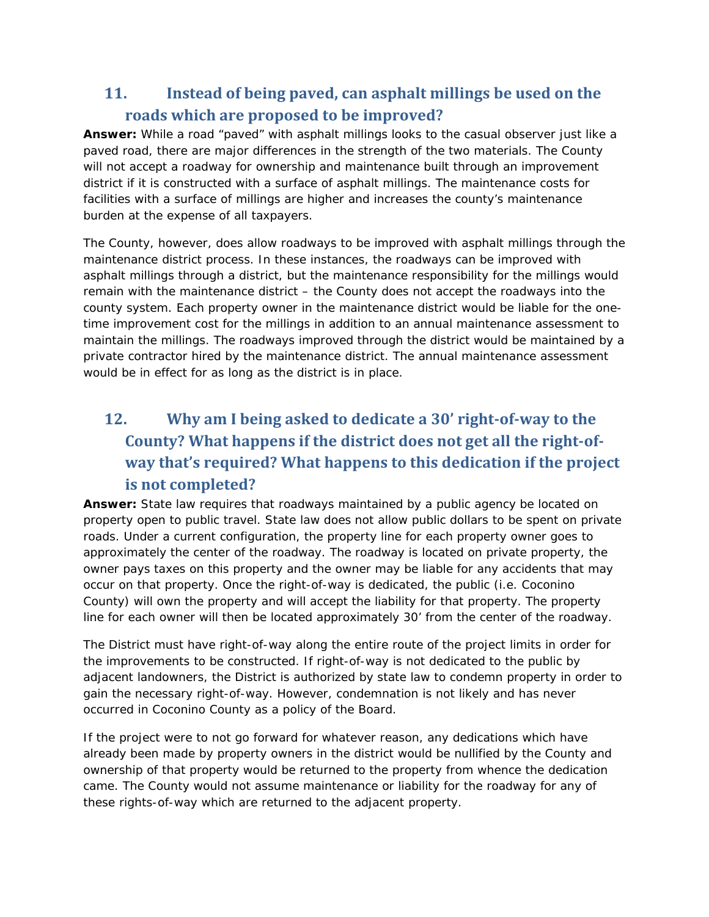## 11. Instead of being paved, can asphalt millings be used on the roads which are proposed to be improved?

**Answer:** While a road "paved" with asphalt millings looks to the casual observer just like a paved road, there are major differences in the strength of the two materials. The County will not accept a roadway for ownership and maintenance built through an improvement district if it is constructed with a surface of asphalt millings. The maintenance costs for facilities with a surface of millings are higher and increases the county's maintenance burden at the expense of all taxpayers.

The County, however, does allow roadways to be improved with asphalt millings through the maintenance district process. In these instances, the roadways can be improved with asphalt millings through a district, but the maintenance responsibility for the millings would remain with the maintenance district – the County does not accept the roadways into the county system. Each property owner in the maintenance district would be liable for the one-time improvement cost for the millings in addition to an annual maintenance assessment to maintain the millings. The roadways improved through the district would be maintained by a private contractor hired by the maintenance district. The annual maintenance assessment would be in effect for as long as the district is in place.

## 12. Why am I being asked to dedicate a 30' right-of-way to the County? What happens if the district does not get all the right-of-way that's required? What happens to this dedication if the project is not completed?

**Answer:** State law requires that roadways maintained by a public agency be located on property open to public travel. State law does not allow public dollars to be spent on private roads. Under a current configuration, the property line for each property owner goes to approximately the center of the roadway. The roadway is located on private property, the owner pays taxes on this property and the owner may be liable for any accidents that may occur on that property. Once the right-of-way is dedicated, the public (i.e. Coconino County) will own the property and will accept the liability for that property. The property line for each owner will then be located approximately 30' from the center of the roadway.

The District must have right-of-way along the entire route of the project limits in order for the improvements to be constructed. If right-of-way is not dedicated to the public by adjacent landowners, the District is authorized by state law to condemn property in order to gain the necessary right-of-way. However, condemnation is not likely and has never occurred in Coconino County as a policy of the Board.

If the project were to not go forward for whatever reason, any dedications which have already been made by property owners in the district would be nullified by the County and ownership of that property would be returned to the property from whence the dedication came. The County would not assume maintenance or liability for the roadway for any of these rights-of-way which are returned to the adjacent property.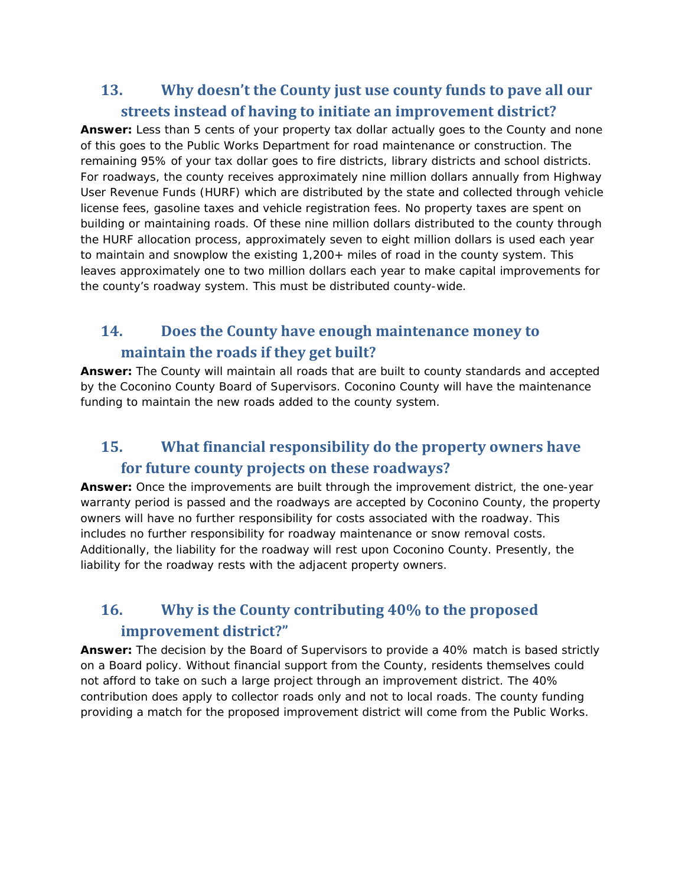## 13. Why doesn't the County just use county funds to pave all our streets instead of having to initiate an improvement district?

**Answer:** Less than 5 cents of your property tax dollar actually goes to the County and none of this goes to the Public Works Department for road maintenance or construction. The remaining 95% of your tax dollar goes to fire districts, library districts and school districts. For roadways, the county receives approximately nine million dollars annually from Highway User Revenue Funds (HURF) which are distributed by the state and collected through vehicle license fees, gasoline taxes and vehicle registration fees. No property taxes are spent on building or maintaining roads. Of these nine million dollars distributed to the county through the HURF allocation process, approximately seven to eight million dollars is used each year to maintain and snowplow the existing 1,200+ miles of road in the county system. This leaves approximately one to two million dollars each year to make capital improvements for the county's roadway system. This must be distributed county-wide.

## 14. Does the County have enough maintenance money to maintain the roads if they get built?

**Answer:** The County will maintain all roads that are built to county standards and accepted by the Coconino County Board of Supervisors. Coconino County will have the maintenance funding to maintain the new roads added to the county system.

## 15. What financial responsibility do the property owners have for future county projects on these roadways?

**Answer:** Once the improvements are built through the improvement district, the one-year warranty period is passed and the roadways are accepted by Coconino County, the property owners will have no further responsibility for costs associated with the roadway. This includes no further responsibility for roadway maintenance or snow removal costs. Additionally, the liability for the roadway will rest upon Coconino County. Presently, the liability for the roadway rests with the adjacent property owners.

## 16. Why is the County contributing 40% to the proposed improvement district?"

**Answer:** The decision by the Board of Supervisors to provide a 40% match is based strictly on a Board policy. Without financial support from the County, residents themselves could not afford to take on such a large project through an improvement district. The 40% contribution does apply to collector roads only and not to local roads. The county funding providing a match for the proposed improvement district will come from the Public Works.